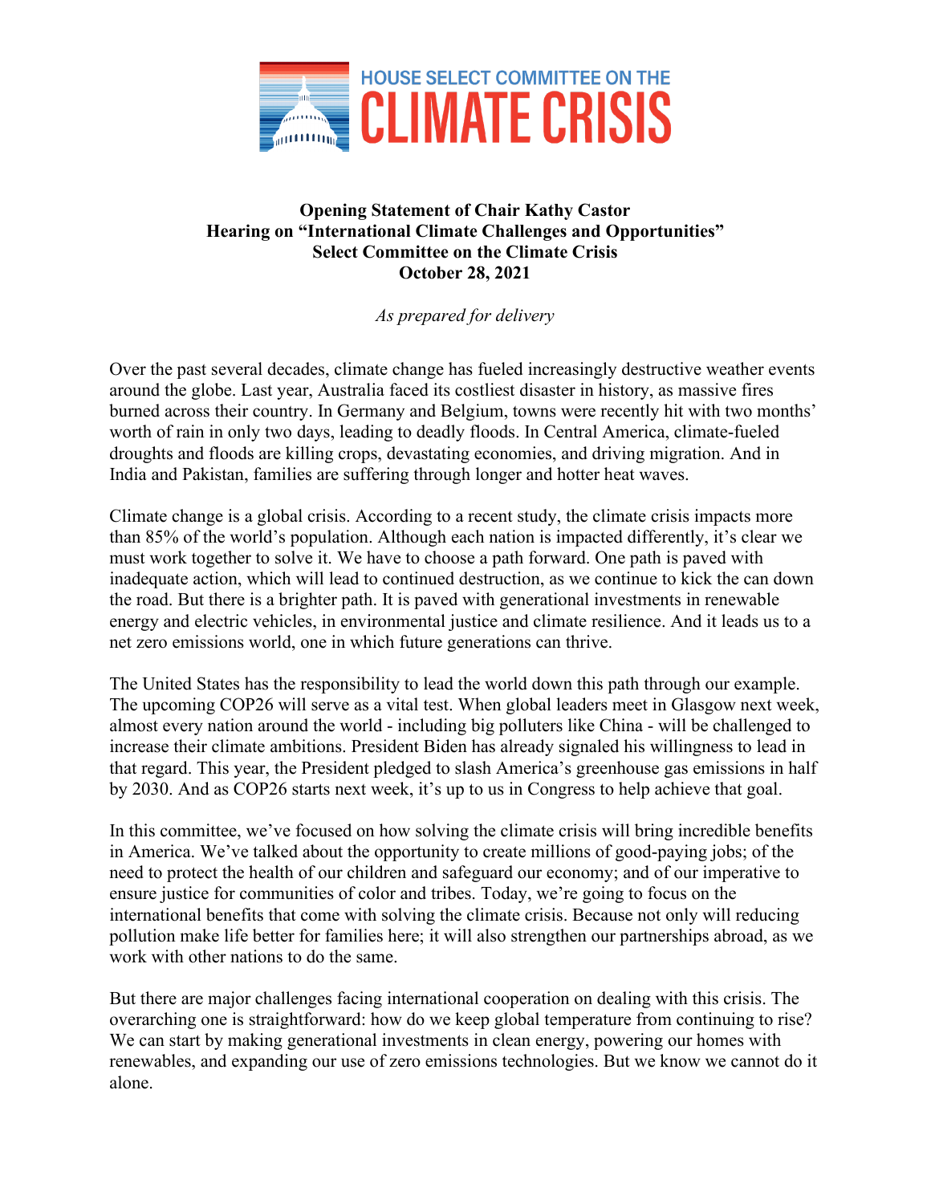HOUSE SELECT COMMITTEE ON THE
# CLIMATE CRISIS

**Opening Statement of Chair Kathy Castor**
**Hearing on "International Climate Challenges and Opportunities"**
**Select Committee on the Climate Crisis**
**October 28, 2021**

*As prepared for delivery*

Over the past several decades, climate change has fueled increasingly destructive weather events around the globe. Last year, Australia faced its costliest disaster in history, as massive fires burned across their country. In Germany and Belgium, towns were recently hit with two months' worth of rain in only two days, leading to deadly floods. In Central America, climate-fueled droughts and floods are killing crops, devastating economies, and driving migration. And in India and Pakistan, families are suffering through longer and hotter heat waves.

Climate change is a global crisis. According to a recent study, the climate crisis impacts more than 85% of the world's population. Although each nation is impacted differently, it's clear we must work together to solve it. We have to choose a path forward. One path is paved with inadequate action, which will lead to continued destruction, as we continue to kick the can down the road. But there is a brighter path. It is paved with generational investments in renewable energy and electric vehicles, in environmental justice and climate resilience. And it leads us to a net zero emissions world, one in which future generations can thrive.

The United States has the responsibility to lead the world down this path through our example. The upcoming COP26 will serve as a vital test. When global leaders meet in Glasgow next week, almost every nation around the world - including big polluters like China - will be challenged to increase their climate ambitions. President Biden has already signaled his willingness to lead in that regard. This year, the President pledged to slash America's greenhouse gas emissions in half by 2030. And as COP26 starts next week, it's up to us in Congress to help achieve that goal.

In this committee, we've focused on how solving the climate crisis will bring incredible benefits in America. We've talked about the opportunity to create millions of good-paying jobs; of the need to protect the health of our children and safeguard our economy; and of our imperative to ensure justice for communities of color and tribes. Today, we're going to focus on the international benefits that come with solving the climate crisis. Because not only will reducing pollution make life better for families here; it will also strengthen our partnerships abroad, as we work with other nations to do the same.

But there are major challenges facing international cooperation on dealing with this crisis. The overarching one is straightforward: how do we keep global temperature from continuing to rise? We can start by making generational investments in clean energy, powering our homes with renewables, and expanding our use of zero emissions technologies. But we know we cannot do it alone.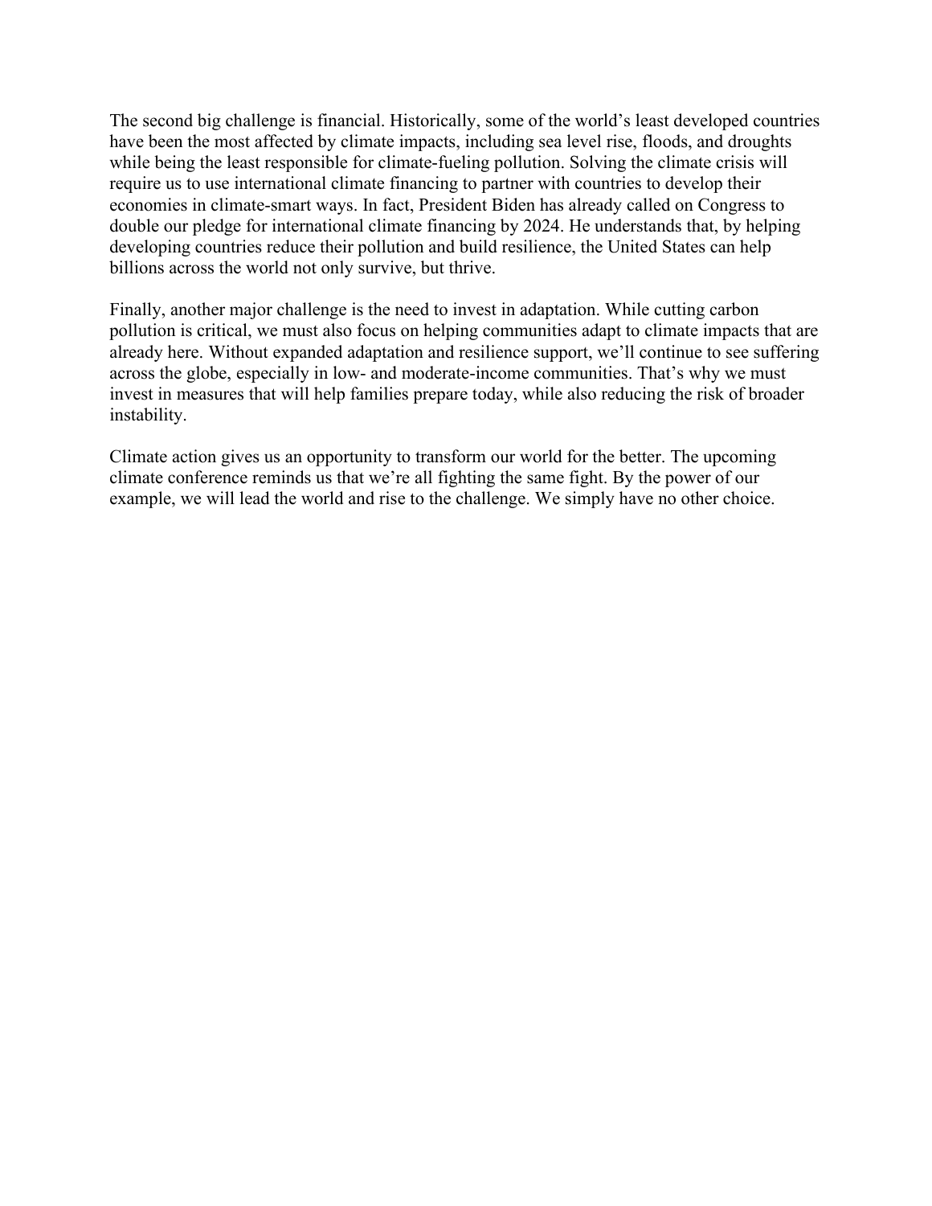The second big challenge is financial. Historically, some of the world's least developed countries have been the most affected by climate impacts, including sea level rise, floods, and droughts while being the least responsible for climate-fueling pollution. Solving the climate crisis will require us to use international climate financing to partner with countries to develop their economies in climate-smart ways. In fact, President Biden has already called on Congress to double our pledge for international climate financing by 2024. He understands that, by helping developing countries reduce their pollution and build resilience, the United States can help billions across the world not only survive, but thrive.

Finally, another major challenge is the need to invest in adaptation. While cutting carbon pollution is critical, we must also focus on helping communities adapt to climate impacts that are already here. Without expanded adaptation and resilience support, we'll continue to see suffering across the globe, especially in low- and moderate-income communities. That's why we must invest in measures that will help families prepare today, while also reducing the risk of broader instability.

Climate action gives us an opportunity to transform our world for the better. The upcoming climate conference reminds us that we're all fighting the same fight. By the power of our example, we will lead the world and rise to the challenge. We simply have no other choice.